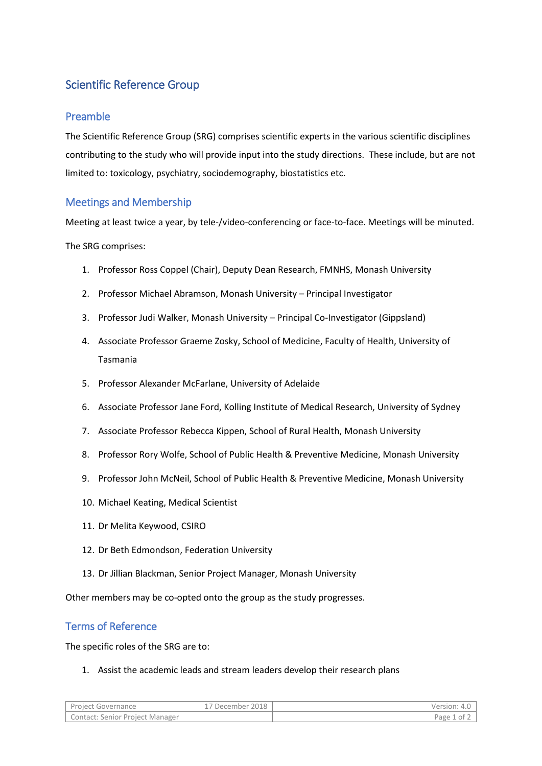# Scientific Reference Group

## Preamble

The Scientific Reference Group (SRG) comprises scientific experts in the various scientific disciplines contributing to the study who will provide input into the study directions. These include, but are not limited to: toxicology, psychiatry, sociodemography, biostatistics etc.

## Meetings and Membership

Meeting at least twice a year, by tele-/video-conferencing or face-to-face. Meetings will be minuted.

The SRG comprises:

1. Professor Ross Coppel (Chair), Deputy Dean Research, FMNHS, Monash University
2. Professor Michael Abramson, Monash University – Principal Investigator
3. Professor Judi Walker, Monash University – Principal Co-Investigator (Gippsland)
4. Associate Professor Graeme Zosky, School of Medicine, Faculty of Health, University of Tasmania
5. Professor Alexander McFarlane, University of Adelaide
6. Associate Professor Jane Ford, Kolling Institute of Medical Research, University of Sydney
7. Associate Professor Rebecca Kippen, School of Rural Health, Monash University
8. Professor Rory Wolfe, School of Public Health & Preventive Medicine, Monash University
9. Professor John McNeil, School of Public Health & Preventive Medicine, Monash University
10. Michael Keating, Medical Scientist
11. Dr Melita Keywood, CSIRO
12. Dr Beth Edmondson, Federation University
13. Dr Jillian Blackman, Senior Project Manager, Monash University

Other members may be co-opted onto the group as the study progresses.

## Terms of Reference

The specific roles of the SRG are to:

1. Assist the academic leads and stream leaders develop their research plans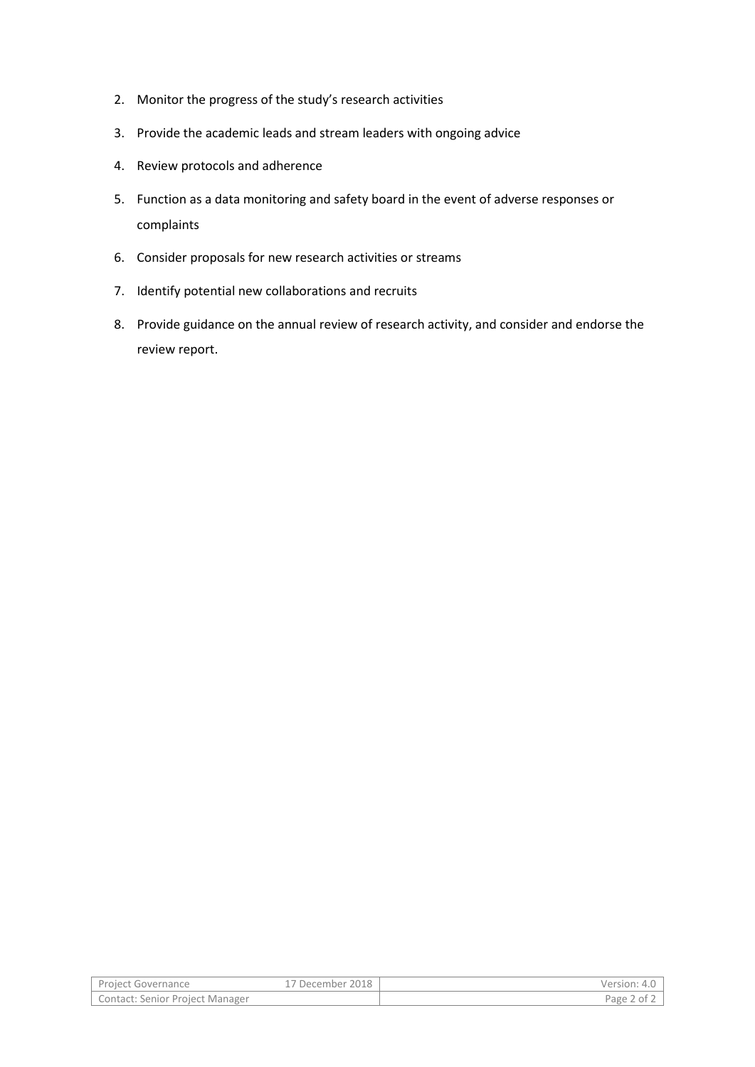2. Monitor the progress of the study's research activities
3. Provide the academic leads and stream leaders with ongoing advice
4. Review protocols and adherence
5. Function as a data monitoring and safety board in the event of adverse responses or complaints
6. Consider proposals for new research activities or streams
7. Identify potential new collaborations and recruits
8. Provide guidance on the annual review of research activity, and consider and endorse the review report.